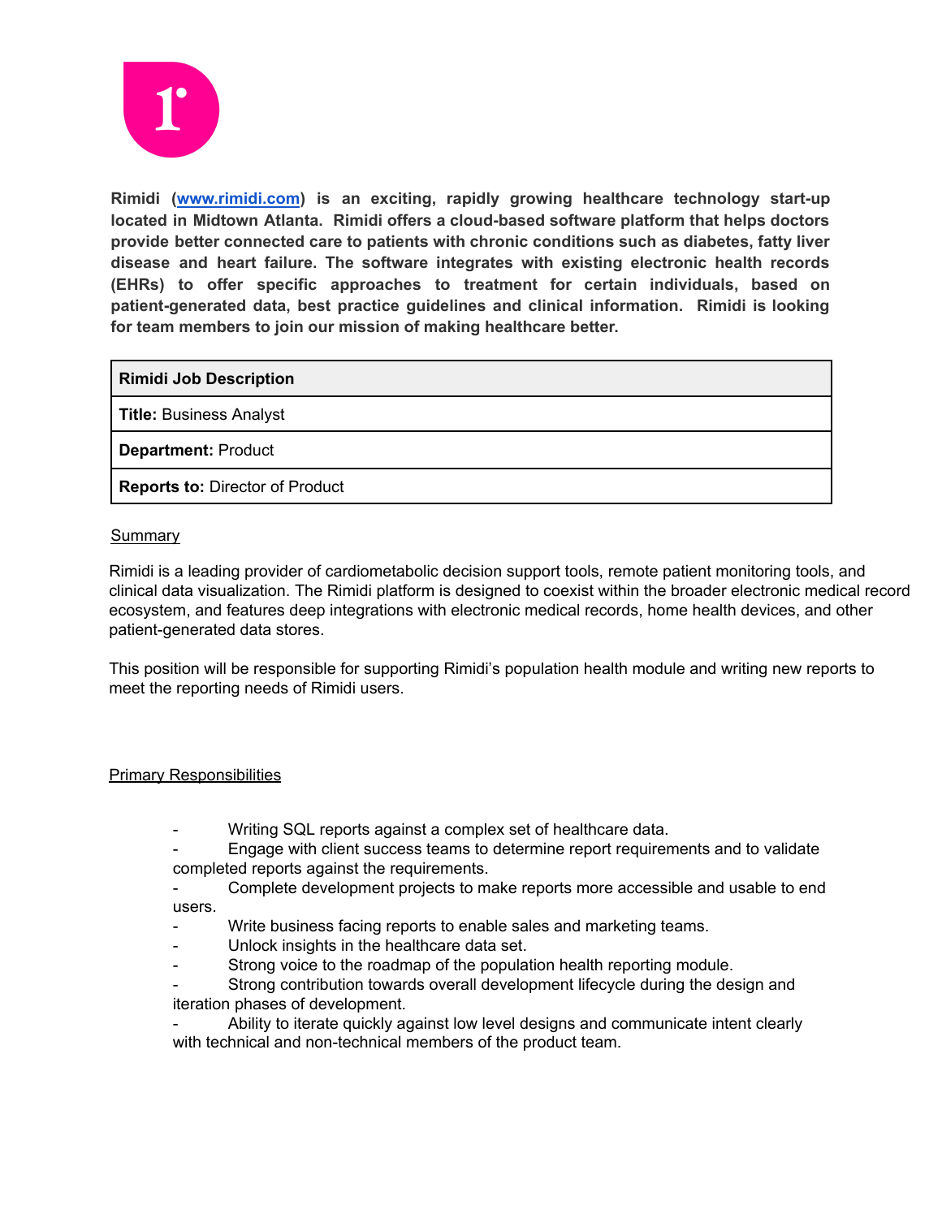**Rimidi ([www.rimidi.com](http://www.rimidi.com)) is an exciting, rapidly growing healthcare technology start-up located in Midtown Atlanta. Rimidi offers a cloud-based software platform that helps doctors provide better connected care to patients with chronic conditions such as diabetes, fatty liver disease and heart failure. The software integrates with existing electronic health records (EHRs) to offer specific approaches to treatment for certain individuals, based on patient-generated data, best practice guidelines and clinical information. Rimidi is looking for team members to join our mission of making healthcare better.**

| **Rimidi Job Description** |
|---|
| **Title:** Business Analyst |
| **Department:** Product |
| **Reports to:** Director of Product |

## Summary

Rimidi is a leading provider of cardiometabolic decision support tools, remote patient monitoring tools, and clinical data visualization. The Rimidi platform is designed to coexist within the broader electronic medical record ecosystem, and features deep integrations with electronic medical records, home health devices, and other patient-generated data stores.

This position will be responsible for supporting Rimidi's population health module and writing new reports to meet the reporting needs of Rimidi users.

## Primary Responsibilities

- Writing SQL reports against a complex set of healthcare data.
- Engage with client success teams to determine report requirements and to validate completed reports against the requirements.
- Complete development projects to make reports more accessible and usable to end users.
- Write business facing reports to enable sales and marketing teams.
- Unlock insights in the healthcare data set.
- Strong voice to the roadmap of the population health reporting module.
- Strong contribution towards overall development lifecycle during the design and iteration phases of development.
- Ability to iterate quickly against low level designs and communicate intent clearly with technical and non-technical members of the product team.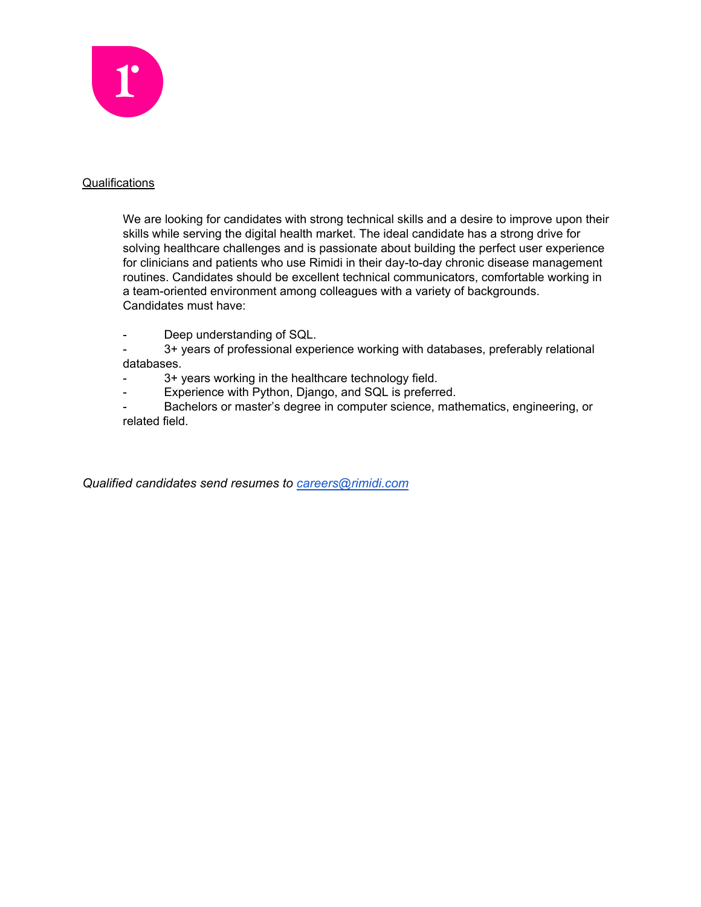<u>Qualifications</u>

We are looking for candidates with strong technical skills and a desire to improve upon their skills while serving the digital health market. The ideal candidate has a strong drive for solving healthcare challenges and is passionate about building the perfect user experience for clinicians and patients who use Rimidi in their day-to-day chronic disease management routines. Candidates should be excellent technical communicators, comfortable working in a team-oriented environment among colleagues with a variety of backgrounds. Candidates must have:

- Deep understanding of SQL.
- 3+ years of professional experience working with databases, preferably relational databases.
- 3+ years working in the healthcare technology field.
- Experience with Python, Django, and SQL is preferred.
- Bachelors or master's degree in computer science, mathematics, engineering, or related field.

*Qualified candidates send resumes to [careers@rimidi.com](mailto:careers@rimidi.com)*